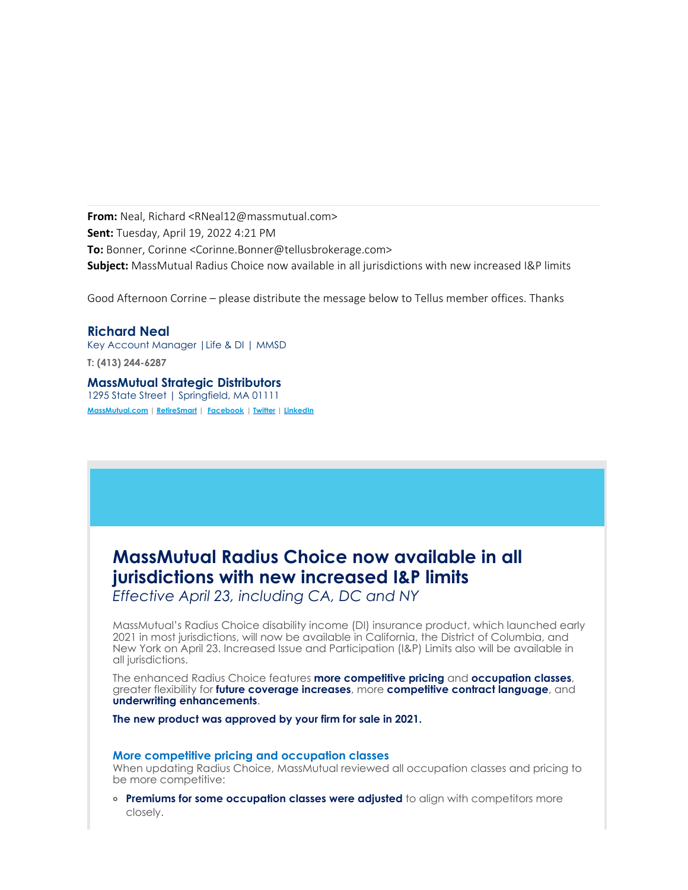**From:** Neal, Richard <RNeal12@massmutual.com>
**Sent:** Tuesday, April 19, 2022 4:21 PM
**To:** Bonner, Corinne <Corinne.Bonner@tellusbrokerage.com>
**Subject:** MassMutual Radius Choice now available in all jurisdictions with new increased I&P limits

Good Afternoon Corrine – please distribute the message below to Tellus member offices. Thanks

**Richard Neal**
Key Account Manager | Life & DI | MMSD
**T: (413) 244-6287**

**MassMutual Strategic Distributors**
1295 State Street | Springfield, MA 01111
MassMutual.com | RetireSmart | Facebook | Twitter | LinkedIn

# MassMutual Radius Choice now available in all jurisdictions with new increased I&P limits

*Effective April 23, including CA, DC and NY*

MassMutual's Radius Choice disability income (DI) insurance product, which launched early 2021 in most jurisdictions, will now be available in California, the District of Columbia, and New York on April 23. Increased Issue and Participation (I&P) Limits also will be available in all jurisdictions.

The enhanced Radius Choice features **more competitive pricing** and **occupation classes**, greater flexibility for **future coverage increases**, more **competitive contract language**, and **underwriting enhancements**.

**The new product was approved by your firm for sale in 2021.**

## More competitive pricing and occupation classes

When updating Radius Choice, MassMutual reviewed all occupation classes and pricing to be more competitive:

- **Premiums for some occupation classes were adjusted** to align with competitors more closely.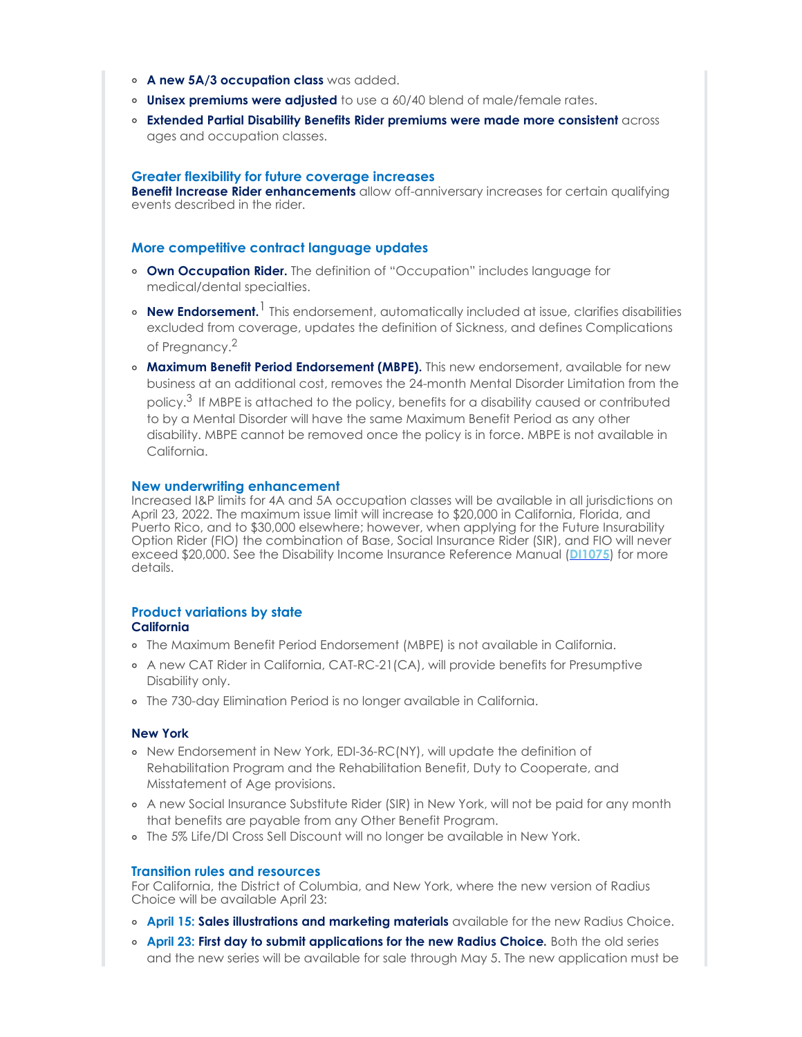- **A new 5A/3 occupation class** was added.
- **Unisex premiums were adjusted** to use a 60/40 blend of male/female rates.
- **Extended Partial Disability Benefits Rider premiums were made more consistent** across ages and occupation classes.

### Greater flexibility for future coverage increases

**Benefit Increase Rider enhancements** allow off-anniversary increases for certain qualifying events described in the rider.

### More competitive contract language updates

- **Own Occupation Rider.** The definition of "Occupation" includes language for medical/dental specialties.
- **New Endorsement.**[1] This endorsement, automatically included at issue, clarifies disabilities excluded from coverage, updates the definition of Sickness, and defines Complications of Pregnancy.[2]
- **Maximum Benefit Period Endorsement (MBPE).** This new endorsement, available for new business at an additional cost, removes the 24-month Mental Disorder Limitation from the policy.[3] If MBPE is attached to the policy, benefits for a disability caused or contributed to by a Mental Disorder will have the same Maximum Benefit Period as any other disability. MBPE cannot be removed once the policy is in force. MBPE is not available in California.

### New underwriting enhancement

Increased I&P limits for 4A and 5A occupation classes will be available in all jurisdictions on April 23, 2022. The maximum issue limit will increase to $20,000 in California, Florida, and Puerto Rico, and to $30,000 elsewhere; however, when applying for the Future Insurability Option Rider (FIO) the combination of Base, Social Insurance Rider (SIR), and FIO will never exceed $20,000. See the Disability Income Insurance Reference Manual (DI1075) for more details.

### Product variations by state

**California**

- The Maximum Benefit Period Endorsement (MBPE) is not available in California.
- A new CAT Rider in California, CAT-RC-21(CA), will provide benefits for Presumptive Disability only.
- The 730-day Elimination Period is no longer available in California.

**New York**

- New Endorsement in New York, EDI-36-RC(NY), will update the definition of Rehabilitation Program and the Rehabilitation Benefit, Duty to Cooperate, and Misstatement of Age provisions.
- A new Social Insurance Substitute Rider (SIR) in New York, will not be paid for any month that benefits are payable from any Other Benefit Program.
- The 5% Life/DI Cross Sell Discount will no longer be available in New York.

### Transition rules and resources

For California, the District of Columbia, and New York, where the new version of Radius Choice will be available April 23:

- **April 15: Sales illustrations and marketing materials** available for the new Radius Choice.
- **April 23: First day to submit applications for the new Radius Choice.** Both the old series and the new series will be available for sale through May 5. The new application must be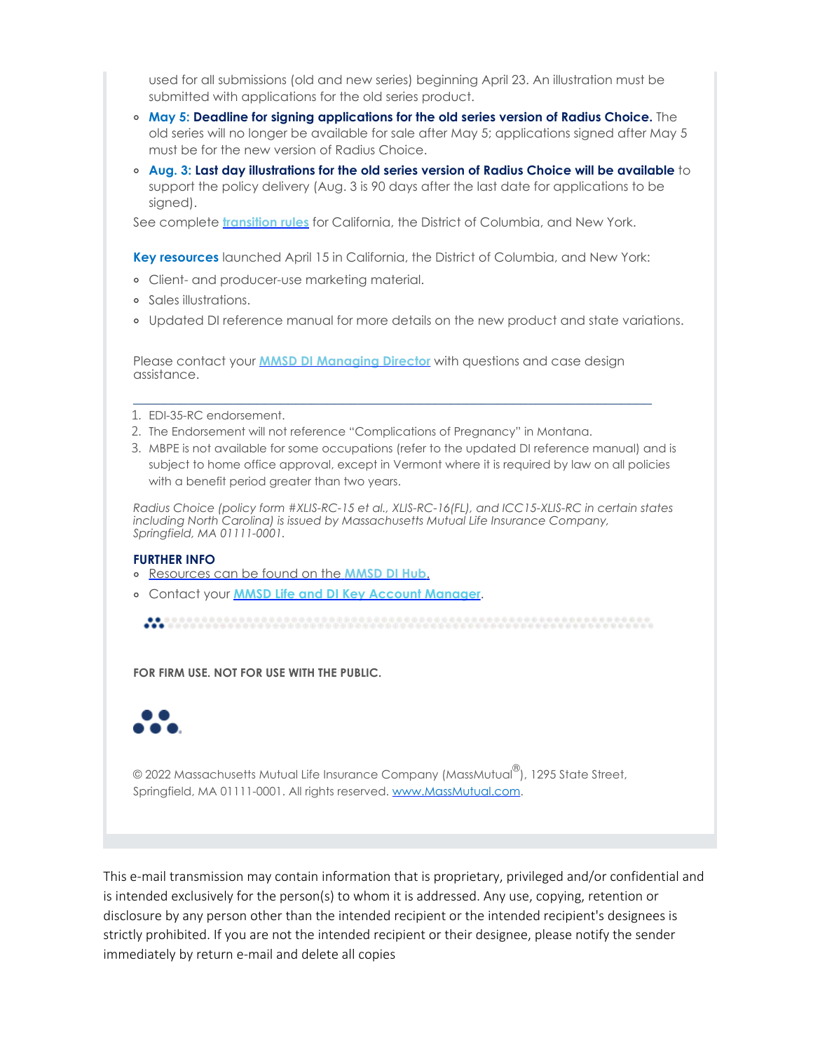used for all submissions (old and new series) beginning April 23. An illustration must be submitted with applications for the old series product.

- **May 5: Deadline for signing applications for the old series version of Radius Choice.** The old series will no longer be available for sale after May 5; applications signed after May 5 must be for the new version of Radius Choice.
- **Aug. 3: Last day illustrations for the old series version of Radius Choice will be available** to support the policy delivery (Aug. 3 is 90 days after the last date for applications to be signed).

See complete transition rules for California, the District of Columbia, and New York.

**Key resources** launched April 15 in California, the District of Columbia, and New York:

- Client- and producer-use marketing material.
- Sales illustrations.
- Updated DI reference manual for more details on the new product and state variations.

Please contact your MMSD DI Managing Director with questions and case design assistance.

---

1. EDI-35-RC endorsement.
2. The Endorsement will not reference "Complications of Pregnancy" in Montana.
3. MBPE is not available for some occupations (refer to the updated DI reference manual) and is subject to home office approval, except in Vermont where it is required by law on all policies with a benefit period greater than two years.

*Radius Choice (policy form #XLIS-RC-15 et al., XLIS-RC-16(FL), and ICC15-XLIS-RC in certain states including North Carolina) is issued by Massachusetts Mutual Life Insurance Company, Springfield, MA 01111-0001.*

**FURTHER INFO**

- Resources can be found on the MMSD DI Hub.
- Contact your MMSD Life and DI Key Account Manager.

**FOR FIRM USE. NOT FOR USE WITH THE PUBLIC.**

© 2022 Massachusetts Mutual Life Insurance Company (MassMutual®), 1295 State Street, Springfield, MA 01111-0001. All rights reserved. www.MassMutual.com.

This e-mail transmission may contain information that is proprietary, privileged and/or confidential and is intended exclusively for the person(s) to whom it is addressed. Any use, copying, retention or disclosure by any person other than the intended recipient or the intended recipient's designees is strictly prohibited. If you are not the intended recipient or their designee, please notify the sender immediately by return e-mail and delete all copies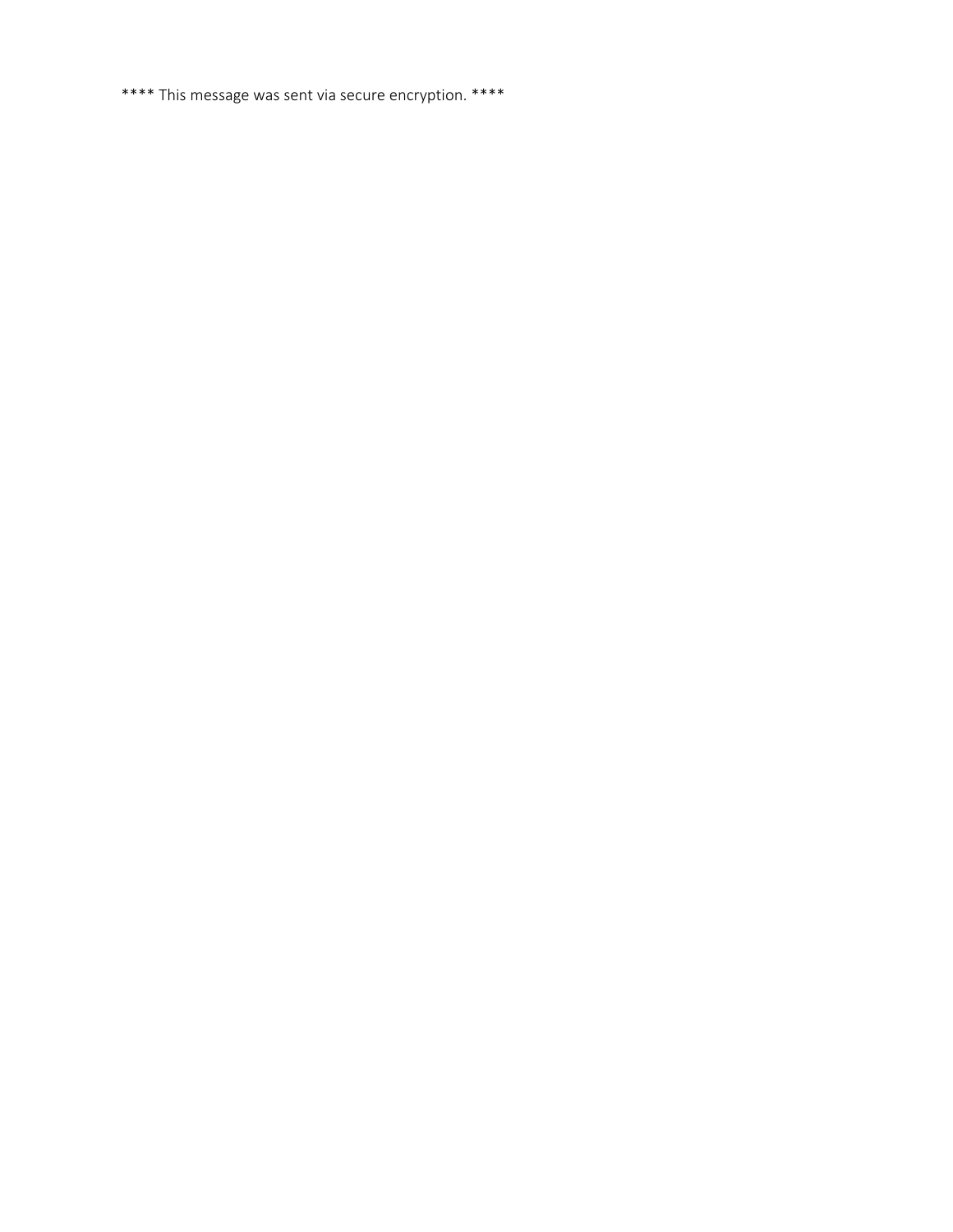**** This message was sent via secure encryption. ****